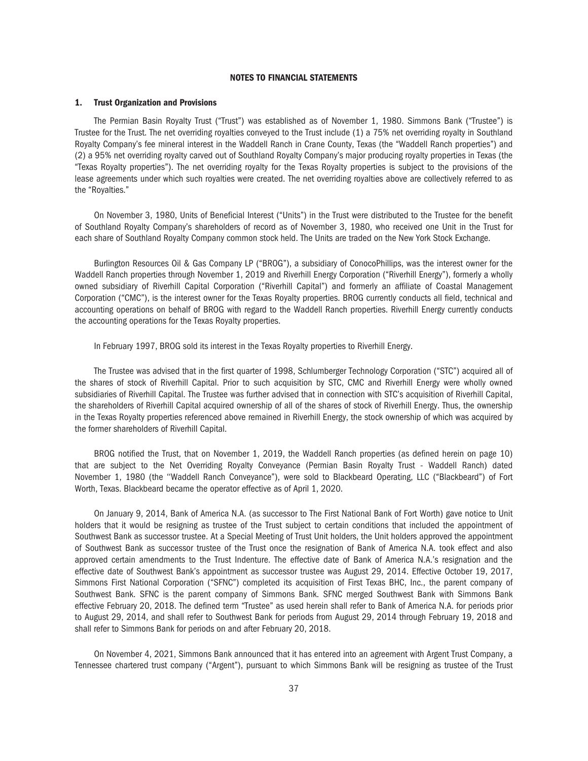# NOTES TO FINANCIAL STATEMENTS

## 1. Trust Organization and Provisions

The Permian Basin Royalty Trust ("Trust") was established as of November 1, 1980. Simmons Bank ("Trustee") is Trustee for the Trust. The net overriding royalties conveyed to the Trust include (1) a 75% net overriding royalty in Southland Royalty Company's fee mineral interest in the Waddell Ranch in Crane County, Texas (the "Waddell Ranch properties") and (2) a 95% net overriding royalty carved out of Southland Royalty Company's major producing royalty properties in Texas (the "Texas Royalty properties"). The net overriding royalty for the Texas Royalty properties is subject to the provisions of the lease agreements under which such royalties were created. The net overriding royalties above are collectively referred to as the "Royalties."

On November 3, 1980, Units of Beneficial Interest ("Units") in the Trust were distributed to the Trustee for the benefit of Southland Royalty Company's shareholders of record as of November 3, 1980, who received one Unit in the Trust for each share of Southland Royalty Company common stock held. The Units are traded on the New York Stock Exchange.

Burlington Resources Oil & Gas Company LP ("BROG"), a subsidiary of ConocoPhillips, was the interest owner for the Waddell Ranch properties through November 1, 2019 and Riverhill Energy Corporation ("Riverhill Energy"), formerly a wholly owned subsidiary of Riverhill Capital Corporation ("Riverhill Capital") and formerly an affiliate of Coastal Management Corporation ("CMC"), is the interest owner for the Texas Royalty properties. BROG currently conducts all field, technical and accounting operations on behalf of BROG with regard to the Waddell Ranch properties. Riverhill Energy currently conducts the accounting operations for the Texas Royalty properties.

In February 1997, BROG sold its interest in the Texas Royalty properties to Riverhill Energy.

The Trustee was advised that in the first quarter of 1998, Schlumberger Technology Corporation ("STC") acquired all of the shares of stock of Riverhill Capital. Prior to such acquisition by STC, CMC and Riverhill Energy were wholly owned subsidiaries of Riverhill Capital. The Trustee was further advised that in connection with STC's acquisition of Riverhill Capital, the shareholders of Riverhill Capital acquired ownership of all of the shares of stock of Riverhill Energy. Thus, the ownership in the Texas Royalty properties referenced above remained in Riverhill Energy, the stock ownership of which was acquired by the former shareholders of Riverhill Capital.

BROG notified the Trust, that on November 1, 2019, the Waddell Ranch properties (as defined herein on page 10) that are subject to the Net Overriding Royalty Conveyance (Permian Basin Royalty Trust - Waddell Ranch) dated November 1, 1980 (the ''Waddell Ranch Conveyance"), were sold to Blackbeard Operating, LLC ("Blackbeard") of Fort Worth, Texas. Blackbeard became the operator effective as of April 1, 2020.

On January 9, 2014, Bank of America N.A. (as successor to The First National Bank of Fort Worth) gave notice to Unit holders that it would be resigning as trustee of the Trust subject to certain conditions that included the appointment of Southwest Bank as successor trustee. At a Special Meeting of Trust Unit holders, the Unit holders approved the appointment of Southwest Bank as successor trustee of the Trust once the resignation of Bank of America N.A. took effect and also approved certain amendments to the Trust Indenture. The effective date of Bank of America N.A.'s resignation and the effective date of Southwest Bank's appointment as successor trustee was August 29, 2014. Effective October 19, 2017, Simmons First National Corporation ("SFNC") completed its acquisition of First Texas BHC, Inc., the parent company of Southwest Bank. SFNC is the parent company of Simmons Bank. SFNC merged Southwest Bank with Simmons Bank effective February 20, 2018. The defined term "Trustee" as used herein shall refer to Bank of America N.A. for periods prior to August 29, 2014, and shall refer to Southwest Bank for periods from August 29, 2014 through February 19, 2018 and shall refer to Simmons Bank for periods on and after February 20, 2018.

On November 4, 2021, Simmons Bank announced that it has entered into an agreement with Argent Trust Company, a Tennessee chartered trust company ("Argent"), pursuant to which Simmons Bank will be resigning as trustee of the Trust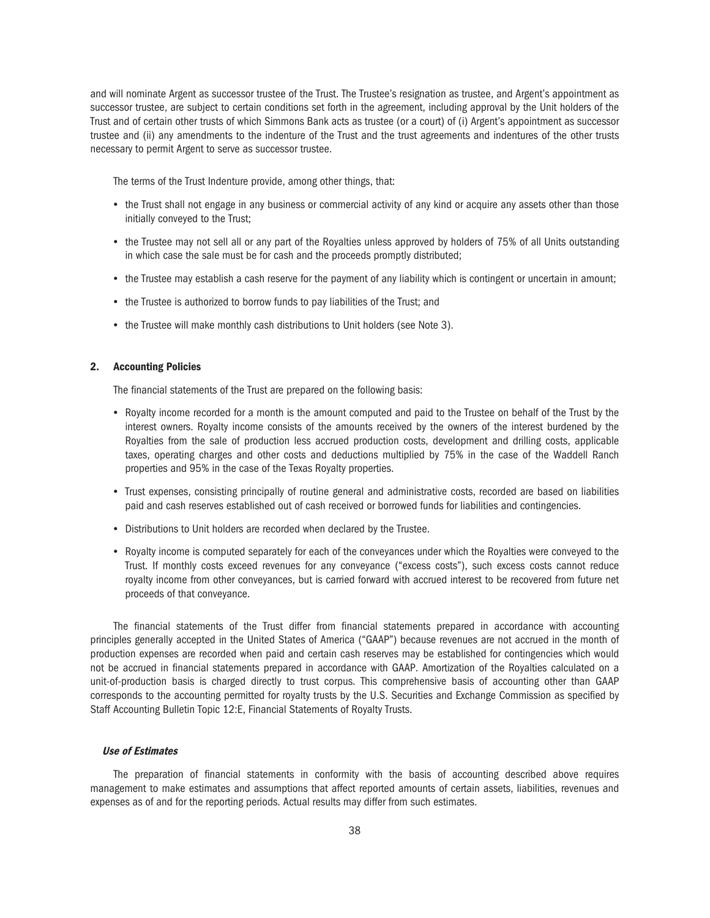and will nominate Argent as successor trustee of the Trust. The Trustee's resignation as trustee, and Argent's appointment as successor trustee, are subject to certain conditions set forth in the agreement, including approval by the Unit holders of the Trust and of certain other trusts of which Simmons Bank acts as trustee (or a court) of (i) Argent's appointment as successor trustee and (ii) any amendments to the indenture of the Trust and the trust agreements and indentures of the other trusts necessary to permit Argent to serve as successor trustee.

The terms of the Trust Indenture provide, among other things, that:

- the Trust shall not engage in any business or commercial activity of any kind or acquire any assets other than those initially conveyed to the Trust;
- the Trustee may not sell all or any part of the Royalties unless approved by holders of 75% of all Units outstanding in which case the sale must be for cash and the proceeds promptly distributed;
- the Trustee may establish a cash reserve for the payment of any liability which is contingent or uncertain in amount;
- the Trustee is authorized to borrow funds to pay liabilities of the Trust; and
- the Trustee will make monthly cash distributions to Unit holders (see Note 3).

## 2. Accounting Policies

The financial statements of the Trust are prepared on the following basis:

- Royalty income recorded for a month is the amount computed and paid to the Trustee on behalf of the Trust by the interest owners. Royalty income consists of the amounts received by the owners of the interest burdened by the Royalties from the sale of production less accrued production costs, development and drilling costs, applicable taxes, operating charges and other costs and deductions multiplied by 75% in the case of the Waddell Ranch properties and 95% in the case of the Texas Royalty properties.
- Trust expenses, consisting principally of routine general and administrative costs, recorded are based on liabilities paid and cash reserves established out of cash received or borrowed funds for liabilities and contingencies.
- Distributions to Unit holders are recorded when declared by the Trustee.
- Royalty income is computed separately for each of the conveyances under which the Royalties were conveyed to the Trust. If monthly costs exceed revenues for any conveyance ("excess costs"), such excess costs cannot reduce royalty income from other conveyances, but is carried forward with accrued interest to be recovered from future net proceeds of that conveyance.

The financial statements of the Trust differ from financial statements prepared in accordance with accounting principles generally accepted in the United States of America ("GAAP") because revenues are not accrued in the month of production expenses are recorded when paid and certain cash reserves may be established for contingencies which would not be accrued in financial statements prepared in accordance with GAAP. Amortization of the Royalties calculated on a unit-of-production basis is charged directly to trust corpus. This comprehensive basis of accounting other than GAAP corresponds to the accounting permitted for royalty trusts by the U.S. Securities and Exchange Commission as specified by Staff Accounting Bulletin Topic 12:E, Financial Statements of Royalty Trusts.

### *Use of Estimates*

The preparation of financial statements in conformity with the basis of accounting described above requires management to make estimates and assumptions that affect reported amounts of certain assets, liabilities, revenues and expenses as of and for the reporting periods. Actual results may differ from such estimates.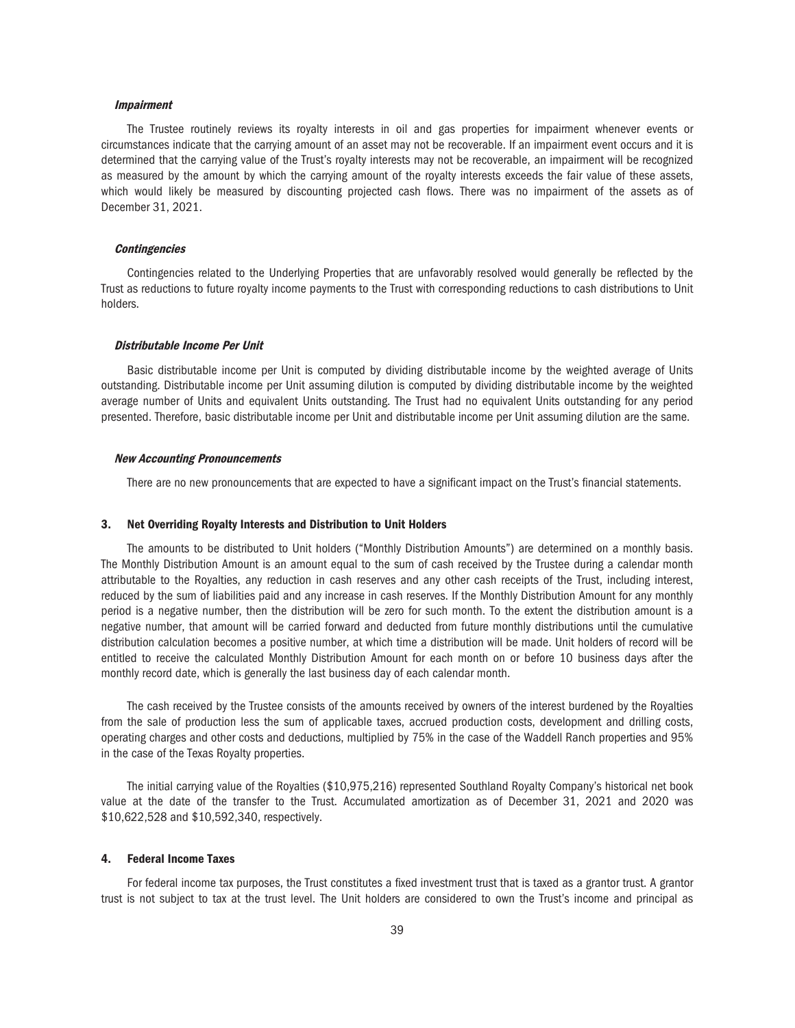### *Impairment*

The Trustee routinely reviews its royalty interests in oil and gas properties for impairment whenever events or circumstances indicate that the carrying amount of an asset may not be recoverable. If an impairment event occurs and it is determined that the carrying value of the Trust's royalty interests may not be recoverable, an impairment will be recognized as measured by the amount by which the carrying amount of the royalty interests exceeds the fair value of these assets, which would likely be measured by discounting projected cash flows. There was no impairment of the assets as of December 31, 2021.

### *Contingencies*

Contingencies related to the Underlying Properties that are unfavorably resolved would generally be reflected by the Trust as reductions to future royalty income payments to the Trust with corresponding reductions to cash distributions to Unit holders.

### *Distributable Income Per Unit*

Basic distributable income per Unit is computed by dividing distributable income by the weighted average of Units outstanding. Distributable income per Unit assuming dilution is computed by dividing distributable income by the weighted average number of Units and equivalent Units outstanding. The Trust had no equivalent Units outstanding for any period presented. Therefore, basic distributable income per Unit and distributable income per Unit assuming dilution are the same.

### *New Accounting Pronouncements*

There are no new pronouncements that are expected to have a significant impact on the Trust's financial statements.

## 3. Net Overriding Royalty Interests and Distribution to Unit Holders

The amounts to be distributed to Unit holders ("Monthly Distribution Amounts") are determined on a monthly basis. The Monthly Distribution Amount is an amount equal to the sum of cash received by the Trustee during a calendar month attributable to the Royalties, any reduction in cash reserves and any other cash receipts of the Trust, including interest, reduced by the sum of liabilities paid and any increase in cash reserves. If the Monthly Distribution Amount for any monthly period is a negative number, then the distribution will be zero for such month. To the extent the distribution amount is a negative number, that amount will be carried forward and deducted from future monthly distributions until the cumulative distribution calculation becomes a positive number, at which time a distribution will be made. Unit holders of record will be entitled to receive the calculated Monthly Distribution Amount for each month on or before 10 business days after the monthly record date, which is generally the last business day of each calendar month.

The cash received by the Trustee consists of the amounts received by owners of the interest burdened by the Royalties from the sale of production less the sum of applicable taxes, accrued production costs, development and drilling costs, operating charges and other costs and deductions, multiplied by 75% in the case of the Waddell Ranch properties and 95% in the case of the Texas Royalty properties.

The initial carrying value of the Royalties ($10,975,216) represented Southland Royalty Company's historical net book value at the date of the transfer to the Trust. Accumulated amortization as of December 31, 2021 and 2020 was $10,622,528 and $10,592,340, respectively.

## 4. Federal Income Taxes

For federal income tax purposes, the Trust constitutes a fixed investment trust that is taxed as a grantor trust. A grantor trust is not subject to tax at the trust level. The Unit holders are considered to own the Trust's income and principal as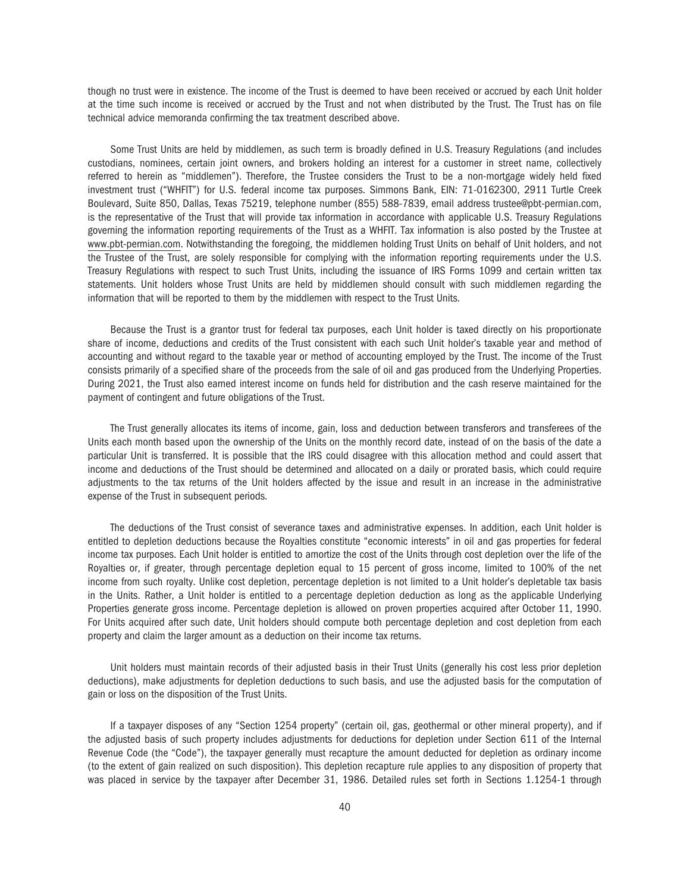though no trust were in existence. The income of the Trust is deemed to have been received or accrued by each Unit holder at the time such income is received or accrued by the Trust and not when distributed by the Trust. The Trust has on file technical advice memoranda confirming the tax treatment described above.

Some Trust Units are held by middlemen, as such term is broadly defined in U.S. Treasury Regulations (and includes custodians, nominees, certain joint owners, and brokers holding an interest for a customer in street name, collectively referred to herein as "middlemen"). Therefore, the Trustee considers the Trust to be a non-mortgage widely held fixed investment trust ("WHFIT") for U.S. federal income tax purposes. Simmons Bank, EIN: 71-0162300, 2911 Turtle Creek Boulevard, Suite 850, Dallas, Texas 75219, telephone number (855) 588-7839, email address trustee@pbt-permian.com, is the representative of the Trust that will provide tax information in accordance with applicable U.S. Treasury Regulations governing the information reporting requirements of the Trust as a WHFIT. Tax information is also posted by the Trustee at www.pbt-permian.com. Notwithstanding the foregoing, the middlemen holding Trust Units on behalf of Unit holders, and not the Trustee of the Trust, are solely responsible for complying with the information reporting requirements under the U.S. Treasury Regulations with respect to such Trust Units, including the issuance of IRS Forms 1099 and certain written tax statements. Unit holders whose Trust Units are held by middlemen should consult with such middlemen regarding the information that will be reported to them by the middlemen with respect to the Trust Units.

Because the Trust is a grantor trust for federal tax purposes, each Unit holder is taxed directly on his proportionate share of income, deductions and credits of the Trust consistent with each such Unit holder's taxable year and method of accounting and without regard to the taxable year or method of accounting employed by the Trust. The income of the Trust consists primarily of a specified share of the proceeds from the sale of oil and gas produced from the Underlying Properties. During 2021, the Trust also earned interest income on funds held for distribution and the cash reserve maintained for the payment of contingent and future obligations of the Trust.

The Trust generally allocates its items of income, gain, loss and deduction between transferors and transferees of the Units each month based upon the ownership of the Units on the monthly record date, instead of on the basis of the date a particular Unit is transferred. It is possible that the IRS could disagree with this allocation method and could assert that income and deductions of the Trust should be determined and allocated on a daily or prorated basis, which could require adjustments to the tax returns of the Unit holders affected by the issue and result in an increase in the administrative expense of the Trust in subsequent periods.

The deductions of the Trust consist of severance taxes and administrative expenses. In addition, each Unit holder is entitled to depletion deductions because the Royalties constitute "economic interests" in oil and gas properties for federal income tax purposes. Each Unit holder is entitled to amortize the cost of the Units through cost depletion over the life of the Royalties or, if greater, through percentage depletion equal to 15 percent of gross income, limited to 100% of the net income from such royalty. Unlike cost depletion, percentage depletion is not limited to a Unit holder's depletable tax basis in the Units. Rather, a Unit holder is entitled to a percentage depletion deduction as long as the applicable Underlying Properties generate gross income. Percentage depletion is allowed on proven properties acquired after October 11, 1990. For Units acquired after such date, Unit holders should compute both percentage depletion and cost depletion from each property and claim the larger amount as a deduction on their income tax returns.

Unit holders must maintain records of their adjusted basis in their Trust Units (generally his cost less prior depletion deductions), make adjustments for depletion deductions to such basis, and use the adjusted basis for the computation of gain or loss on the disposition of the Trust Units.

If a taxpayer disposes of any "Section 1254 property" (certain oil, gas, geothermal or other mineral property), and if the adjusted basis of such property includes adjustments for deductions for depletion under Section 611 of the Internal Revenue Code (the "Code"), the taxpayer generally must recapture the amount deducted for depletion as ordinary income (to the extent of gain realized on such disposition). This depletion recapture rule applies to any disposition of property that was placed in service by the taxpayer after December 31, 1986. Detailed rules set forth in Sections 1.1254-1 through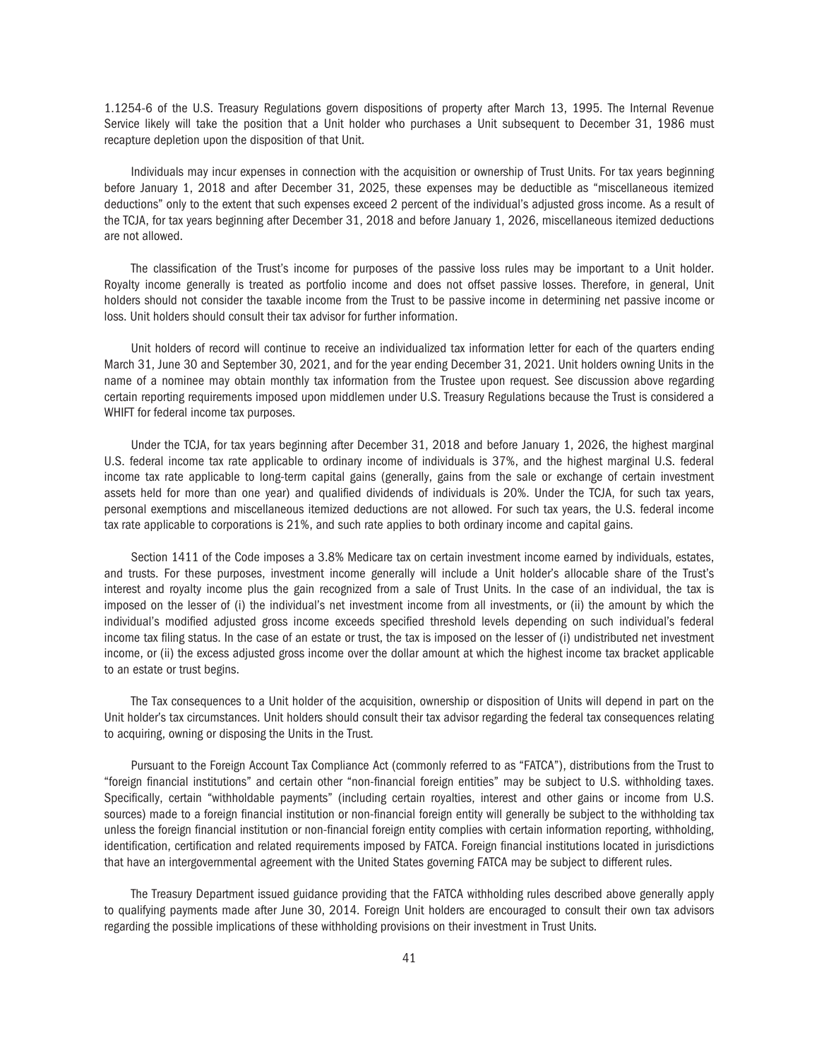1.1254-6 of the U.S. Treasury Regulations govern dispositions of property after March 13, 1995. The Internal Revenue Service likely will take the position that a Unit holder who purchases a Unit subsequent to December 31, 1986 must recapture depletion upon the disposition of that Unit.

Individuals may incur expenses in connection with the acquisition or ownership of Trust Units. For tax years beginning before January 1, 2018 and after December 31, 2025, these expenses may be deductible as "miscellaneous itemized deductions" only to the extent that such expenses exceed 2 percent of the individual's adjusted gross income. As a result of the TCJA, for tax years beginning after December 31, 2018 and before January 1, 2026, miscellaneous itemized deductions are not allowed.

The classification of the Trust's income for purposes of the passive loss rules may be important to a Unit holder. Royalty income generally is treated as portfolio income and does not offset passive losses. Therefore, in general, Unit holders should not consider the taxable income from the Trust to be passive income in determining net passive income or loss. Unit holders should consult their tax advisor for further information.

Unit holders of record will continue to receive an individualized tax information letter for each of the quarters ending March 31, June 30 and September 30, 2021, and for the year ending December 31, 2021. Unit holders owning Units in the name of a nominee may obtain monthly tax information from the Trustee upon request. See discussion above regarding certain reporting requirements imposed upon middlemen under U.S. Treasury Regulations because the Trust is considered a WHIFT for federal income tax purposes.

Under the TCJA, for tax years beginning after December 31, 2018 and before January 1, 2026, the highest marginal U.S. federal income tax rate applicable to ordinary income of individuals is 37%, and the highest marginal U.S. federal income tax rate applicable to long-term capital gains (generally, gains from the sale or exchange of certain investment assets held for more than one year) and qualified dividends of individuals is 20%. Under the TCJA, for such tax years, personal exemptions and miscellaneous itemized deductions are not allowed. For such tax years, the U.S. federal income tax rate applicable to corporations is 21%, and such rate applies to both ordinary income and capital gains.

Section 1411 of the Code imposes a 3.8% Medicare tax on certain investment income earned by individuals, estates, and trusts. For these purposes, investment income generally will include a Unit holder's allocable share of the Trust's interest and royalty income plus the gain recognized from a sale of Trust Units. In the case of an individual, the tax is imposed on the lesser of (i) the individual's net investment income from all investments, or (ii) the amount by which the individual's modified adjusted gross income exceeds specified threshold levels depending on such individual's federal income tax filing status. In the case of an estate or trust, the tax is imposed on the lesser of (i) undistributed net investment income, or (ii) the excess adjusted gross income over the dollar amount at which the highest income tax bracket applicable to an estate or trust begins.

The Tax consequences to a Unit holder of the acquisition, ownership or disposition of Units will depend in part on the Unit holder's tax circumstances. Unit holders should consult their tax advisor regarding the federal tax consequences relating to acquiring, owning or disposing the Units in the Trust.

Pursuant to the Foreign Account Tax Compliance Act (commonly referred to as "FATCA"), distributions from the Trust to "foreign financial institutions" and certain other "non-financial foreign entities" may be subject to U.S. withholding taxes. Specifically, certain "withholdable payments" (including certain royalties, interest and other gains or income from U.S. sources) made to a foreign financial institution or non-financial foreign entity will generally be subject to the withholding tax unless the foreign financial institution or non-financial foreign entity complies with certain information reporting, withholding, identification, certification and related requirements imposed by FATCA. Foreign financial institutions located in jurisdictions that have an intergovernmental agreement with the United States governing FATCA may be subject to different rules.

The Treasury Department issued guidance providing that the FATCA withholding rules described above generally apply to qualifying payments made after June 30, 2014. Foreign Unit holders are encouraged to consult their own tax advisors regarding the possible implications of these withholding provisions on their investment in Trust Units.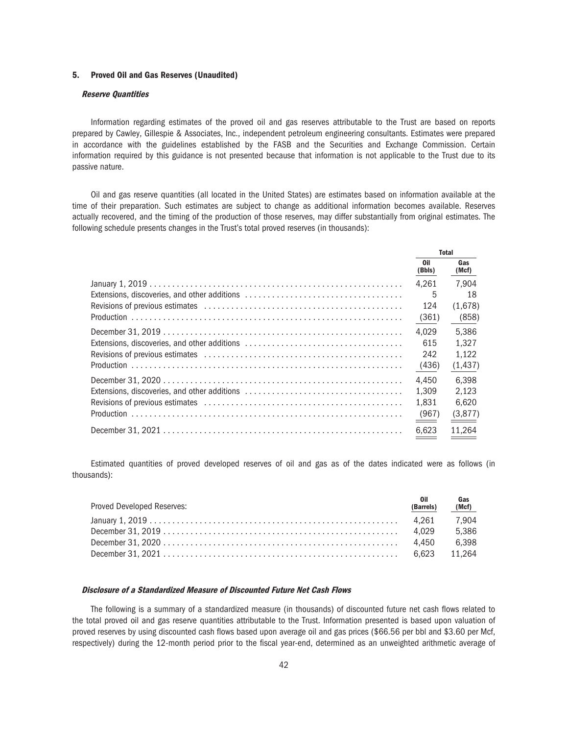## 5. Proved Oil and Gas Reserves (Unaudited)

### *Reserve Quantities*

Information regarding estimates of the proved oil and gas reserves attributable to the Trust are based on reports prepared by Cawley, Gillespie & Associates, Inc., independent petroleum engineering consultants. Estimates were prepared in accordance with the guidelines established by the FASB and the Securities and Exchange Commission. Certain information required by this guidance is not presented because that information is not applicable to the Trust due to its passive nature.

Oil and gas reserve quantities (all located in the United States) are estimates based on information available at the time of their preparation. Such estimates are subject to change as additional information becomes available. Reserves actually recovered, and the timing of the production of those reserves, may differ substantially from original estimates. The following schedule presents changes in the Trust's total proved reserves (in thousands):

| | Total | |
|---|---|---|
| | Oil (Bbls) | Gas (Mcf) |
| January 1, 2019 | 4,261 | 7,904 |
| Extensions, discoveries, and other additions | 5 | 18 |
| Revisions of previous estimates | 124 | (1,678) |
| Production | (361) | (858) |
| December 31, 2019 | 4,029 | 5,386 |
| Extensions, discoveries, and other additions | 615 | 1,327 |
| Revisions of previous estimates | 242 | 1,122 |
| Production | (436) | (1,437) |
| December 31, 2020 | 4,450 | 6,398 |
| Extensions, discoveries, and other additions | 1,309 | 2,123 |
| Revisions of previous estimates | 1,831 | 6,620 |
| Production | (967) | (3,877) |
| December 31, 2021 | 6,623 | 11,264 |

Estimated quantities of proved developed reserves of oil and gas as of the dates indicated were as follows (in thousands):

| Proved Developed Reserves: | Oil (Barrels) | Gas (Mcf) |
|---|---|---|
| January 1, 2019 | 4,261 | 7,904 |
| December 31, 2019 | 4,029 | 5,386 |
| December 31, 2020 | 4,450 | 6,398 |
| December 31, 2021 | 6,623 | 11,264 |

### *Disclosure of a Standardized Measure of Discounted Future Net Cash Flows*

The following is a summary of a standardized measure (in thousands) of discounted future net cash flows related to the total proved oil and gas reserve quantities attributable to the Trust. Information presented is based upon valuation of proved reserves by using discounted cash flows based upon average oil and gas prices ($66.56 per bbl and $3.60 per Mcf, respectively) during the 12-month period prior to the fiscal year-end, determined as an unweighted arithmetic average of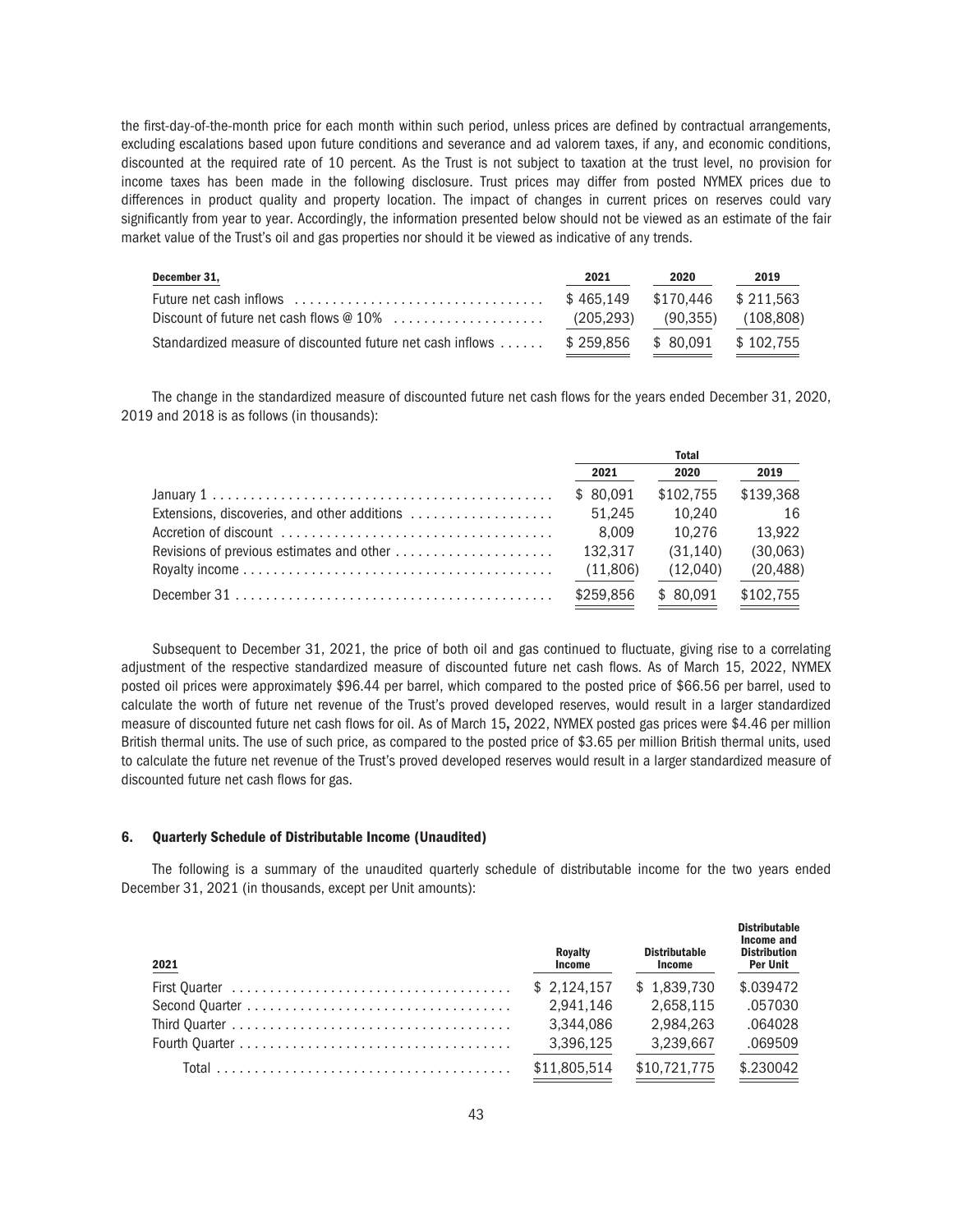the first-day-of-the-month price for each month within such period, unless prices are defined by contractual arrangements, excluding escalations based upon future conditions and severance and ad valorem taxes, if any, and economic conditions, discounted at the required rate of 10 percent. As the Trust is not subject to taxation at the trust level, no provision for income taxes has been made in the following disclosure. Trust prices may differ from posted NYMEX prices due to differences in product quality and property location. The impact of changes in current prices on reserves could vary significantly from year to year. Accordingly, the information presented below should not be viewed as an estimate of the fair market value of the Trust's oil and gas properties nor should it be viewed as indicative of any trends.

| December 31, | 2021 | 2020 | 2019 |
|---|---|---|---|
| Future net cash inflows | $ 465,149 | $170,446 | $ 211,563 |
| Discount of future net cash flows @ 10% | (205,293) | (90,355) | (108,808) |
| Standardized measure of discounted future net cash inflows | $ 259,856 | $ 80,091 | $ 102,755 |

The change in the standardized measure of discounted future net cash flows for the years ended December 31, 2020, 2019 and 2018 is as follows (in thousands):

| | Total | | |
|---|---|---|---|
| | 2021 | 2020 | 2019 |
| January 1 | $ 80,091 | $102,755 | $139,368 |
| Extensions, discoveries, and other additions | 51,245 | 10,240 | 16 |
| Accretion of discount | 8,009 | 10,276 | 13,922 |
| Revisions of previous estimates and other | 132,317 | (31,140) | (30,063) |
| Royalty income | (11,806) | (12,040) | (20,488) |
| December 31 | $259,856 | $ 80,091 | $102,755 |

Subsequent to December 31, 2021, the price of both oil and gas continued to fluctuate, giving rise to a correlating adjustment of the respective standardized measure of discounted future net cash flows. As of March 15, 2022, NYMEX posted oil prices were approximately $96.44 per barrel, which compared to the posted price of $66.56 per barrel, used to calculate the worth of future net revenue of the Trust's proved developed reserves, would result in a larger standardized measure of discounted future net cash flows for oil. As of March 15**,** 2022, NYMEX posted gas prices were $4.46 per million British thermal units. The use of such price, as compared to the posted price of $3.65 per million British thermal units, used to calculate the future net revenue of the Trust's proved developed reserves would result in a larger standardized measure of discounted future net cash flows for gas.

## 6. Quarterly Schedule of Distributable Income (Unaudited)

The following is a summary of the unaudited quarterly schedule of distributable income for the two years ended December 31, 2021 (in thousands, except per Unit amounts):

| 2021 | Royalty Income | Distributable Income | Distributable Income and Distribution Per Unit |
|---|---|---|---|
| First Quarter | $ 2,124,157 | $ 1,839,730 | $.039472 |
| Second Quarter | 2,941,146 | 2,658,115 | .057030 |
| Third Quarter | 3,344,086 | 2,984,263 | .064028 |
| Fourth Quarter | 3,396,125 | 3,239,667 | .069509 |
| Total | $11,805,514 | $10,721,775 | $.230042 |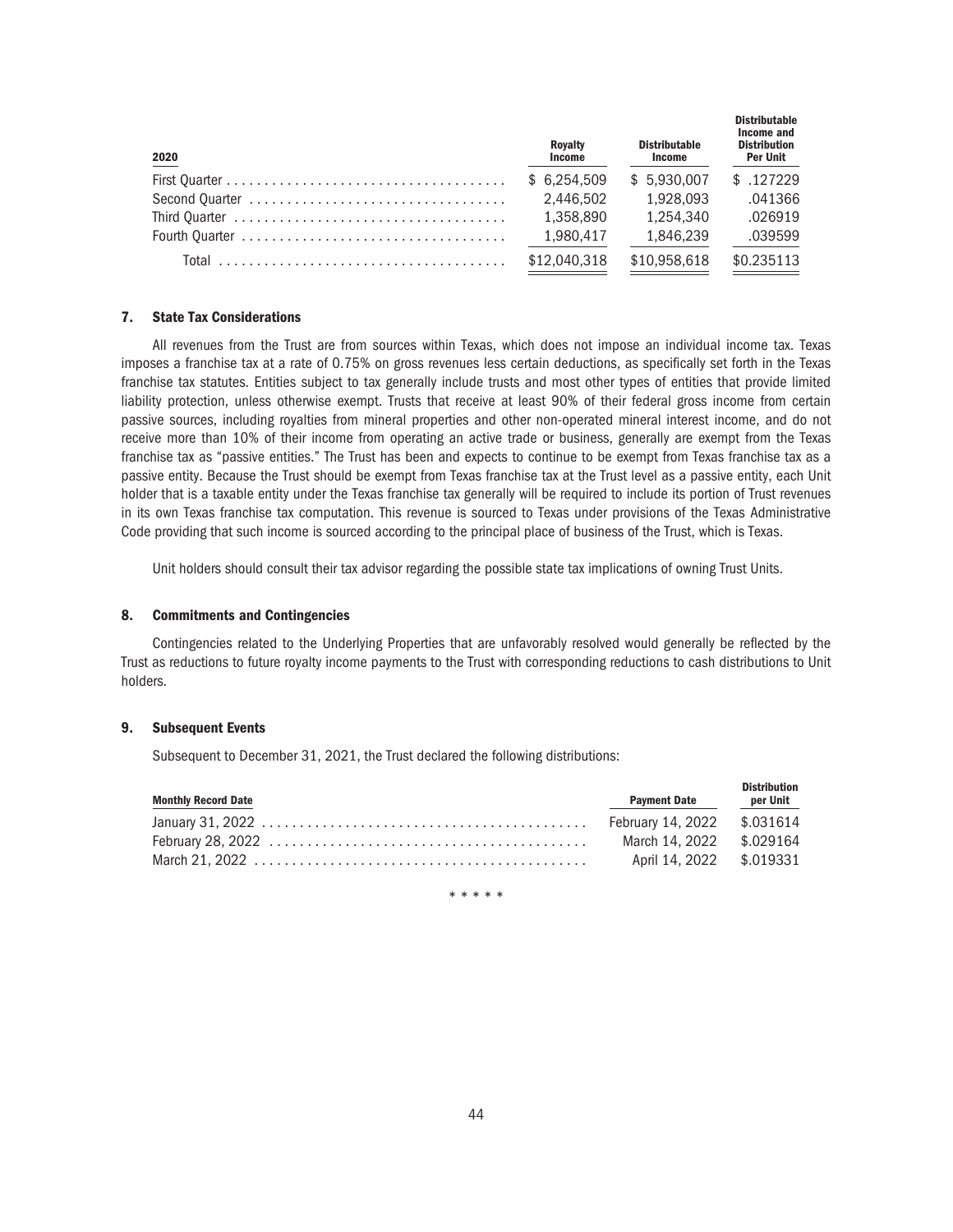| 2020 | Royalty Income | Distributable Income | Distributable Income and Distribution Per Unit |
|---|---|---|---|
| First Quarter | $ 6,254,509 | $ 5,930,007 | $ .127229 |
| Second Quarter | 2,446,502 | 1,928,093 | .041366 |
| Third Quarter | 1,358,890 | 1,254,340 | .026919 |
| Fourth Quarter | 1,980,417 | 1,846,239 | .039599 |
| Total | $12,040,318 | $10,958,618 | $0.235113 |

### 7. State Tax Considerations

All revenues from the Trust are from sources within Texas, which does not impose an individual income tax. Texas imposes a franchise tax at a rate of 0.75% on gross revenues less certain deductions, as specifically set forth in the Texas franchise tax statutes. Entities subject to tax generally include trusts and most other types of entities that provide limited liability protection, unless otherwise exempt. Trusts that receive at least 90% of their federal gross income from certain passive sources, including royalties from mineral properties and other non-operated mineral interest income, and do not receive more than 10% of their income from operating an active trade or business, generally are exempt from the Texas franchise tax as "passive entities." The Trust has been and expects to continue to be exempt from Texas franchise tax as a passive entity. Because the Trust should be exempt from Texas franchise tax at the Trust level as a passive entity, each Unit holder that is a taxable entity under the Texas franchise tax generally will be required to include its portion of Trust revenues in its own Texas franchise tax computation. This revenue is sourced to Texas under provisions of the Texas Administrative Code providing that such income is sourced according to the principal place of business of the Trust, which is Texas.

Unit holders should consult their tax advisor regarding the possible state tax implications of owning Trust Units.

### 8. Commitments and Contingencies

Contingencies related to the Underlying Properties that are unfavorably resolved would generally be reflected by the Trust as reductions to future royalty income payments to the Trust with corresponding reductions to cash distributions to Unit holders.

### 9. Subsequent Events

Subsequent to December 31, 2021, the Trust declared the following distributions:

| Monthly Record Date | Payment Date | Distribution per Unit |
|---|---|---|
| January 31, 2022 | February 14, 2022 | $.031614 |
| February 28, 2022 | March 14, 2022 | $.029164 |
| March 21, 2022 | April 14, 2022 | $.019331 |

\* \* \* \* \*